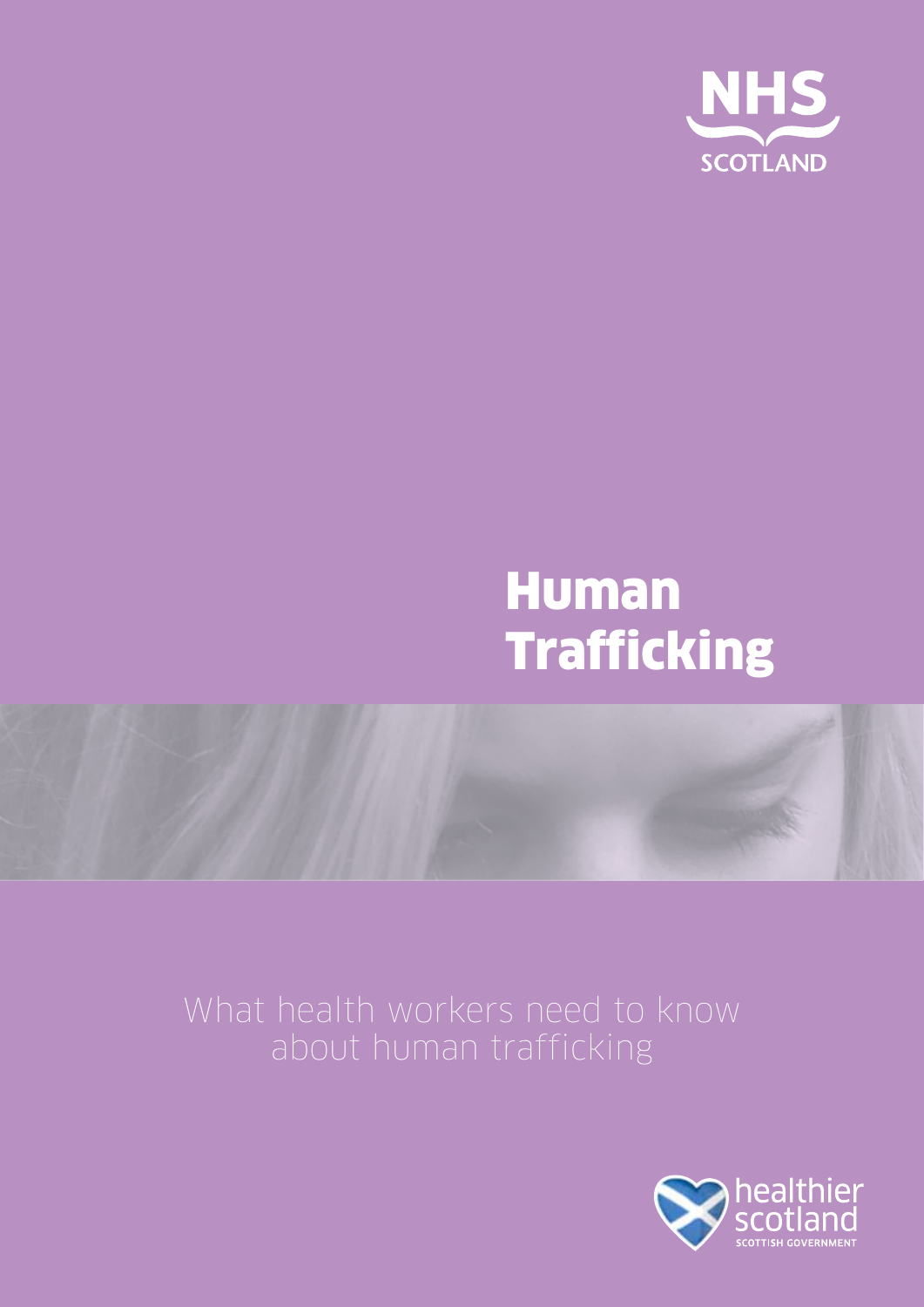NHS SCOTLAND

# Human Trafficking

What health workers need to know about human trafficking

healthier scotland

SCOTTISH GOVERNMENT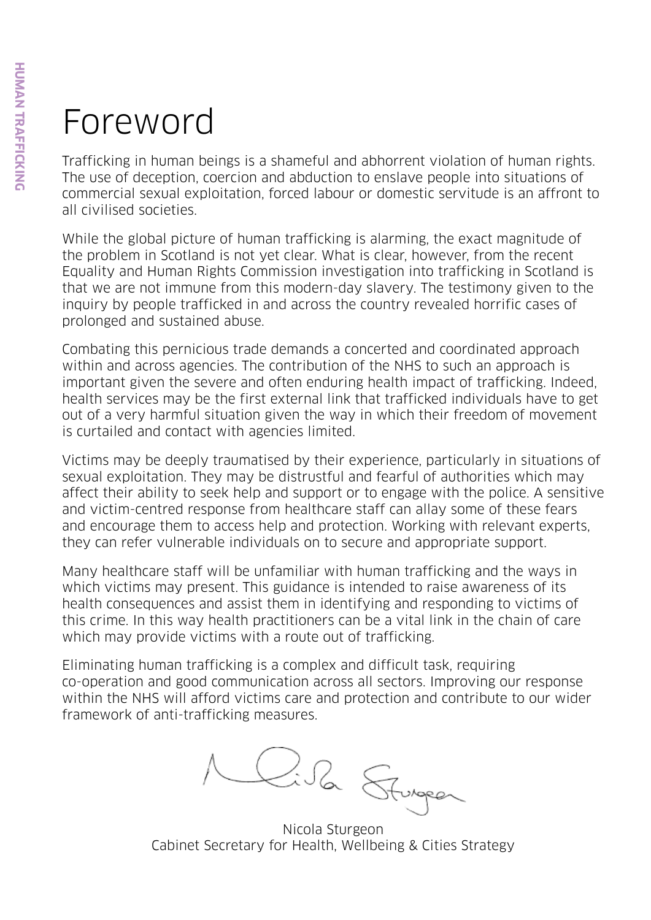# Foreword

Trafficking in human beings is a shameful and abhorrent violation of human rights. The use of deception, coercion and abduction to enslave people into situations of commercial sexual exploitation, forced labour or domestic servitude is an affront to all civilised societies.

While the global picture of human trafficking is alarming, the exact magnitude of the problem in Scotland is not yet clear. What is clear, however, from the recent Equality and Human Rights Commission investigation into trafficking in Scotland is that we are not immune from this modern-day slavery. The testimony given to the inquiry by people trafficked in and across the country revealed horrific cases of prolonged and sustained abuse.

Combating this pernicious trade demands a concerted and coordinated approach within and across agencies. The contribution of the NHS to such an approach is important given the severe and often enduring health impact of trafficking. Indeed, health services may be the first external link that trafficked individuals have to get out of a very harmful situation given the way in which their freedom of movement is curtailed and contact with agencies limited.

Victims may be deeply traumatised by their experience, particularly in situations of sexual exploitation. They may be distrustful and fearful of authorities which may affect their ability to seek help and support or to engage with the police. A sensitive and victim-centred response from healthcare staff can allay some of these fears and encourage them to access help and protection. Working with relevant experts, they can refer vulnerable individuals on to secure and appropriate support.

Many healthcare staff will be unfamiliar with human trafficking and the ways in which victims may present. This guidance is intended to raise awareness of its health consequences and assist them in identifying and responding to victims of this crime. In this way health practitioners can be a vital link in the chain of care which may provide victims with a route out of trafficking.

Eliminating human trafficking is a complex and difficult task, requiring co-operation and good communication across all sectors. Improving our response within the NHS will afford victims care and protection and contribute to our wider framework of anti-trafficking measures.

Nicola Sturgeon
Cabinet Secretary for Health, Wellbeing & Cities Strategy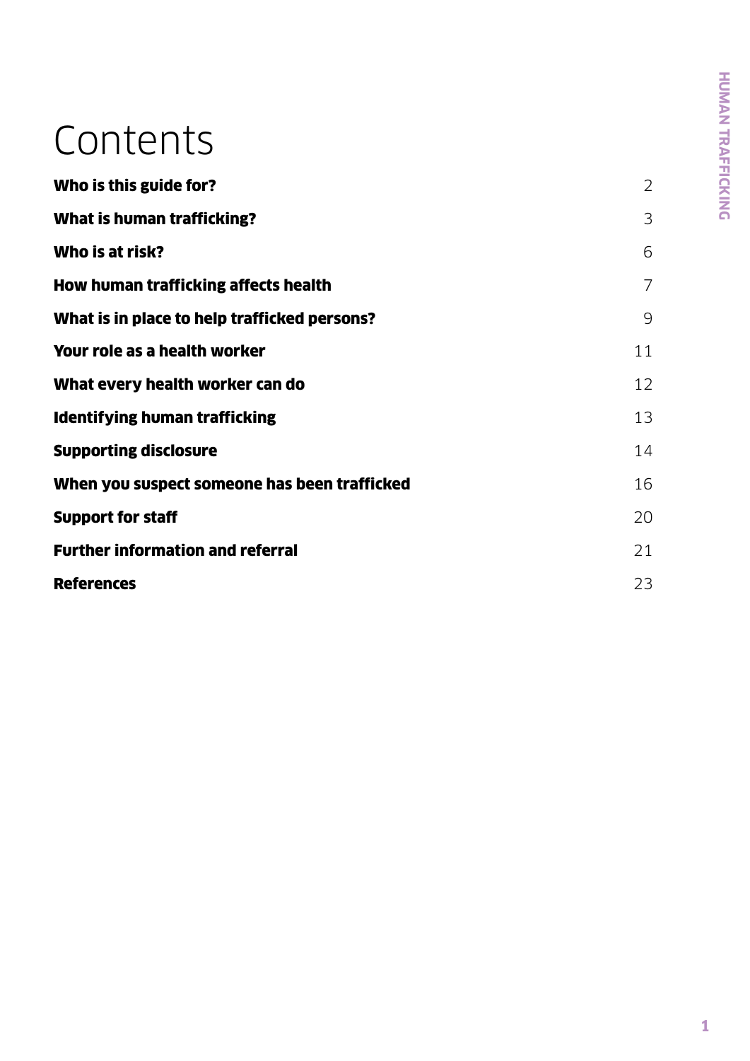# Contents

| | |
|---|---|
| **Who is this guide for?** | 2 |
| **What is human trafficking?** | 3 |
| **Who is at risk?** | 6 |
| **How human trafficking affects health** | 7 |
| **What is in place to help trafficked persons?** | 9 |
| **Your role as a health worker** | 11 |
| **What every health worker can do** | 12 |
| **Identifying human trafficking** | 13 |
| **Supporting disclosure** | 14 |
| **When you suspect someone has been trafficked** | 16 |
| **Support for staff** | 20 |
| **Further information and referral** | 21 |
| **References** | 23 |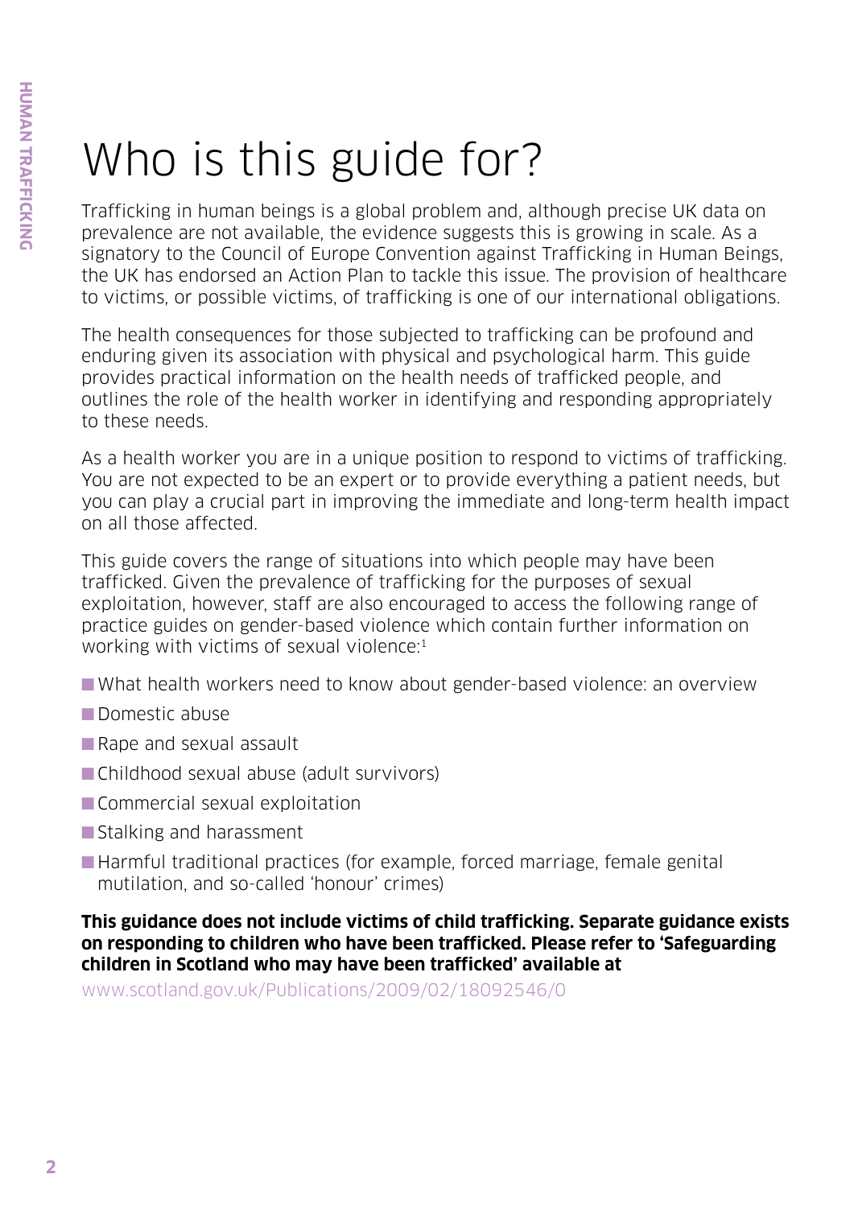# Who is this guide for?

Trafficking in human beings is a global problem and, although precise UK data on prevalence are not available, the evidence suggests this is growing in scale. As a signatory to the Council of Europe Convention against Trafficking in Human Beings, the UK has endorsed an Action Plan to tackle this issue. The provision of healthcare to victims, or possible victims, of trafficking is one of our international obligations.

The health consequences for those subjected to trafficking can be profound and enduring given its association with physical and psychological harm. This guide provides practical information on the health needs of trafficked people, and outlines the role of the health worker in identifying and responding appropriately to these needs.

As a health worker you are in a unique position to respond to victims of trafficking. You are not expected to be an expert or to provide everything a patient needs, but you can play a crucial part in improving the immediate and long-term health impact on all those affected.

This guide covers the range of situations into which people may have been trafficked. Given the prevalence of trafficking for the purposes of sexual exploitation, however, staff are also encouraged to access the following range of practice guides on gender-based violence which contain further information on working with victims of sexual violence:[1]

- What health workers need to know about gender-based violence: an overview
- Domestic abuse
- Rape and sexual assault
- Childhood sexual abuse (adult survivors)
- Commercial sexual exploitation
- Stalking and harassment
- Harmful traditional practices (for example, forced marriage, female genital mutilation, and so-called 'honour' crimes)

**This guidance does not include victims of child trafficking. Separate guidance exists on responding to children who have been trafficked. Please refer to 'Safeguarding children in Scotland who may have been trafficked' available at**

www.scotland.gov.uk/Publications/2009/02/18092546/0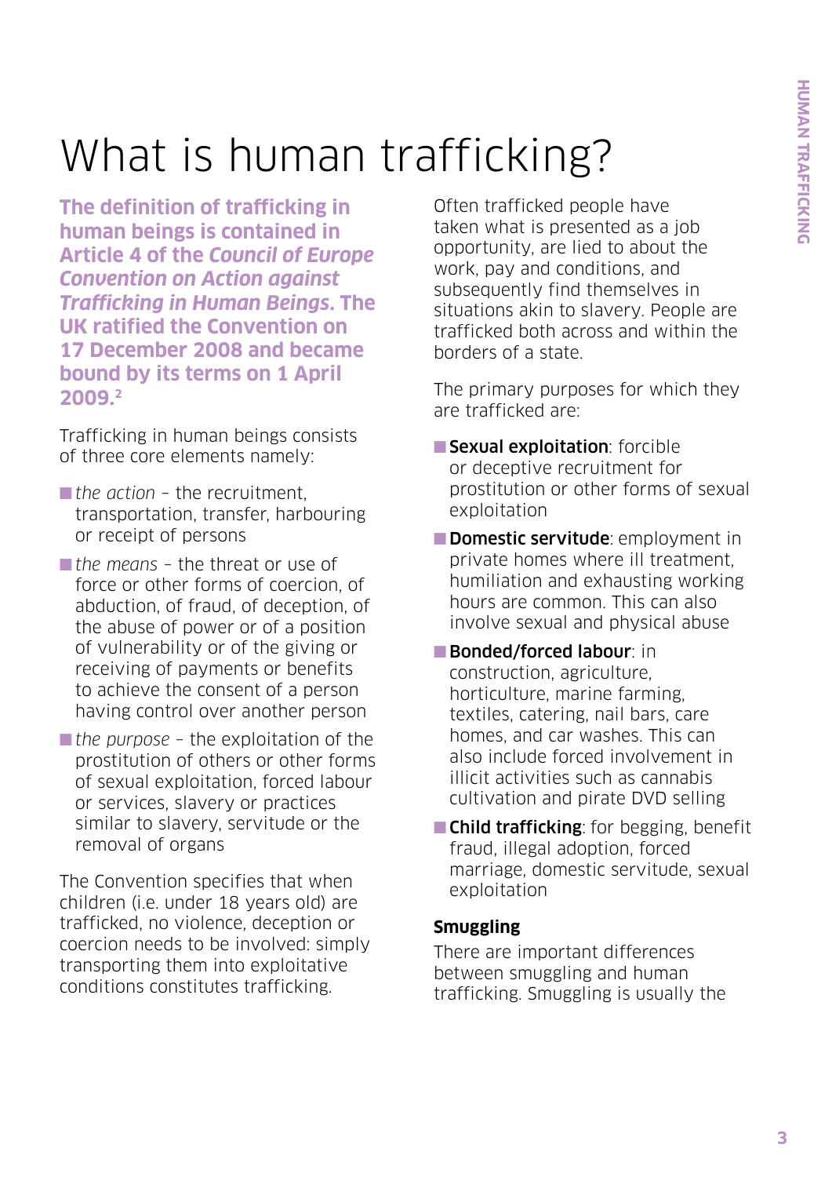# What is human trafficking?

**The definition of trafficking in human beings is contained in Article 4 of the *Council of Europe Convention on Action against Trafficking in Human Beings*. The UK ratified the Convention on 17 December 2008 and became bound by its terms on 1 April 2009.[2]**

Trafficking in human beings consists of three core elements namely:

- *the action* – the recruitment, transportation, transfer, harbouring or receipt of persons
- *the means* – the threat or use of force or other forms of coercion, of abduction, of fraud, of deception, of the abuse of power or of a position of vulnerability or of the giving or receiving of payments or benefits to achieve the consent of a person having control over another person
- *the purpose* – the exploitation of the prostitution of others or other forms of sexual exploitation, forced labour or services, slavery or practices similar to slavery, servitude or the removal of organs

The Convention specifies that when children (i.e. under 18 years old) are trafficked, no violence, deception or coercion needs to be involved: simply transporting them into exploitative conditions constitutes trafficking.

Often trafficked people have taken what is presented as a job opportunity, are lied to about the work, pay and conditions, and subsequently find themselves in situations akin to slavery. People are trafficked both across and within the borders of a state.

The primary purposes for which they are trafficked are:

- **Sexual exploitation**: forcible or deceptive recruitment for prostitution or other forms of sexual exploitation
- **Domestic servitude**: employment in private homes where ill treatment, humiliation and exhausting working hours are common. This can also involve sexual and physical abuse
- **Bonded/forced labour**: in construction, agriculture, horticulture, marine farming, textiles, catering, nail bars, care homes, and car washes. This can also include forced involvement in illicit activities such as cannabis cultivation and pirate DVD selling
- **Child trafficking**: for begging, benefit fraud, illegal adoption, forced marriage, domestic servitude, sexual exploitation

### Smuggling

There are important differences between smuggling and human trafficking. Smuggling is usually the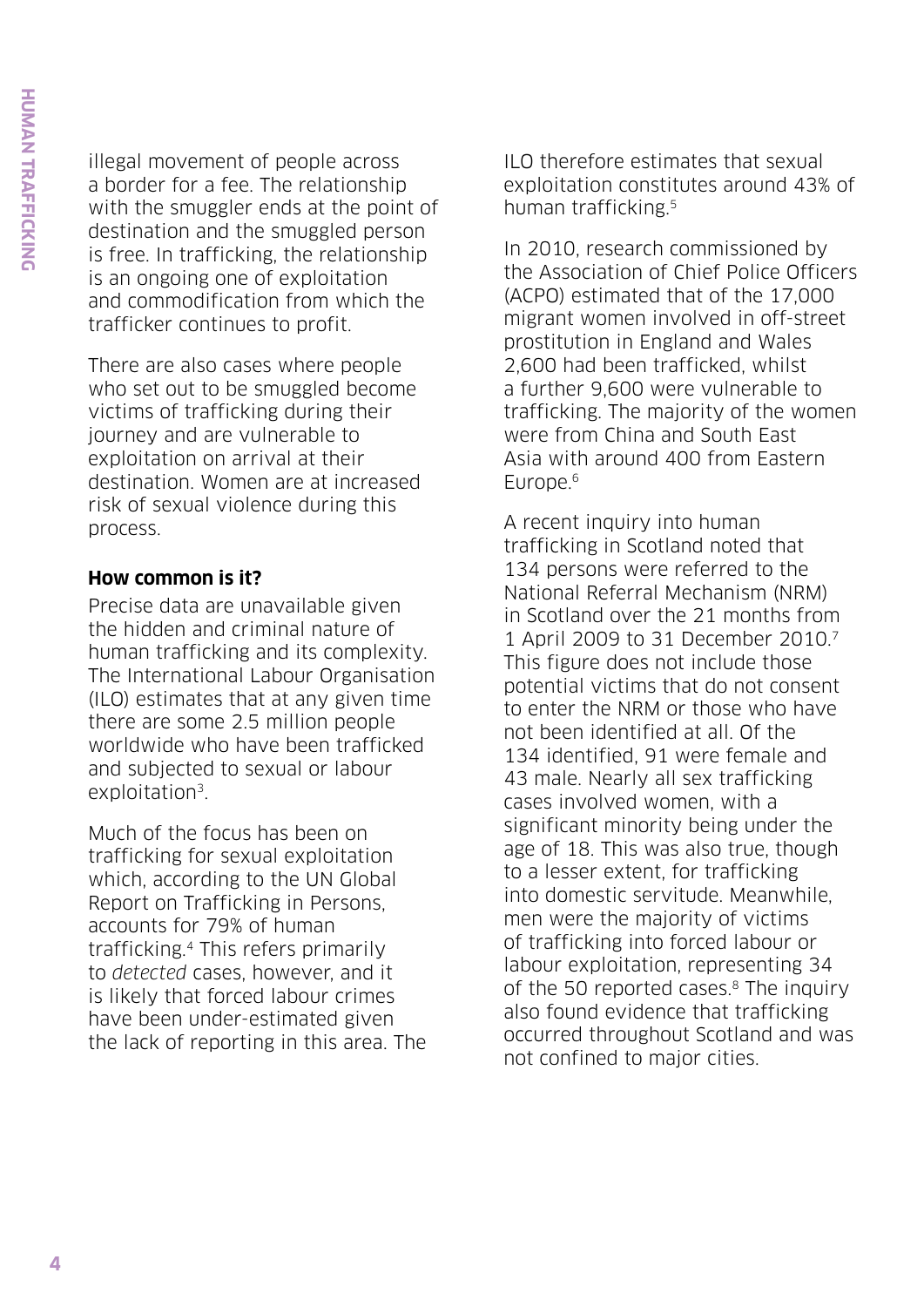illegal movement of people across a border for a fee. The relationship with the smuggler ends at the point of destination and the smuggled person is free. In trafficking, the relationship is an ongoing one of exploitation and commodification from which the trafficker continues to profit.

There are also cases where people who set out to be smuggled become victims of trafficking during their journey and are vulnerable to exploitation on arrival at their destination. Women are at increased risk of sexual violence during this process.

**How common is it?**

Precise data are unavailable given the hidden and criminal nature of human trafficking and its complexity. The International Labour Organisation (ILO) estimates that at any given time there are some 2.5 million people worldwide who have been trafficked and subjected to sexual or labour exploitation[3].

Much of the focus has been on trafficking for sexual exploitation which, according to the UN Global Report on Trafficking in Persons, accounts for 79% of human trafficking.[4] This refers primarily to *detected* cases, however, and it is likely that forced labour crimes have been under-estimated given the lack of reporting in this area. The ILO therefore estimates that sexual exploitation constitutes around 43% of human trafficking.[5]

In 2010, research commissioned by the Association of Chief Police Officers (ACPO) estimated that of the 17,000 migrant women involved in off-street prostitution in England and Wales 2,600 had been trafficked, whilst a further 9,600 were vulnerable to trafficking. The majority of the women were from China and South East Asia with around 400 from Eastern Europe.[6]

A recent inquiry into human trafficking in Scotland noted that 134 persons were referred to the National Referral Mechanism (NRM) in Scotland over the 21 months from 1 April 2009 to 31 December 2010.[7] This figure does not include those potential victims that do not consent to enter the NRM or those who have not been identified at all. Of the 134 identified, 91 were female and 43 male. Nearly all sex trafficking cases involved women, with a significant minority being under the age of 18. This was also true, though to a lesser extent, for trafficking into domestic servitude. Meanwhile, men were the majority of victims of trafficking into forced labour or labour exploitation, representing 34 of the 50 reported cases.[8] The inquiry also found evidence that trafficking occurred throughout Scotland and was not confined to major cities.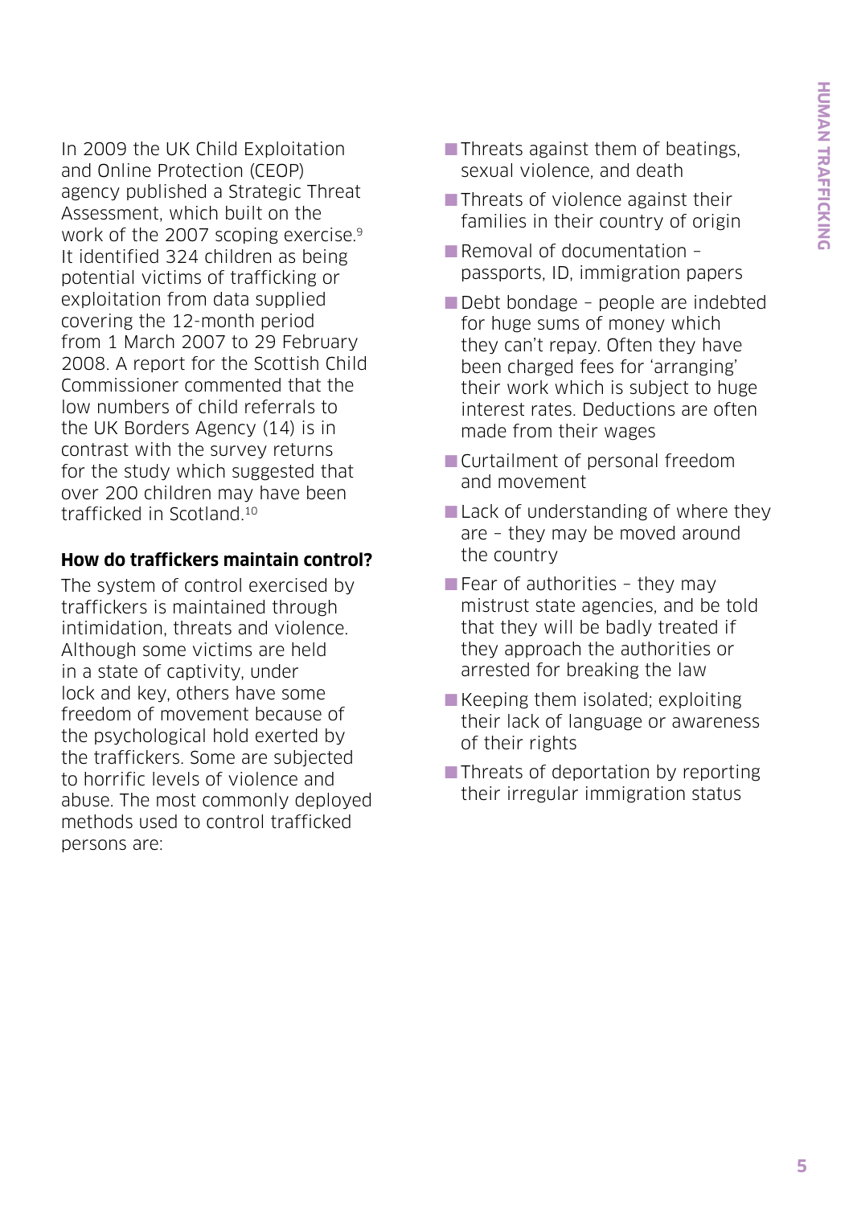In 2009 the UK Child Exploitation and Online Protection (CEOP) agency published a Strategic Threat Assessment, which built on the work of the 2007 scoping exercise.[9] It identified 324 children as being potential victims of trafficking or exploitation from data supplied covering the 12-month period from 1 March 2007 to 29 February 2008. A report for the Scottish Child Commissioner commented that the low numbers of child referrals to the UK Borders Agency (14) is in contrast with the survey returns for the study which suggested that over 200 children may have been trafficked in Scotland.[10]

**How do traffickers maintain control?**

The system of control exercised by traffickers is maintained through intimidation, threats and violence. Although some victims are held in a state of captivity, under lock and key, others have some freedom of movement because of the psychological hold exerted by the traffickers. Some are subjected to horrific levels of violence and abuse. The most commonly deployed methods used to control trafficked persons are:

- Threats against them of beatings, sexual violence, and death
- Threats of violence against their families in their country of origin
- Removal of documentation – passports, ID, immigration papers
- Debt bondage – people are indebted for huge sums of money which they can't repay. Often they have been charged fees for 'arranging' their work which is subject to huge interest rates. Deductions are often made from their wages
- Curtailment of personal freedom and movement
- Lack of understanding of where they are – they may be moved around the country
- Fear of authorities – they may mistrust state agencies, and be told that they will be badly treated if they approach the authorities or arrested for breaking the law
- Keeping them isolated; exploiting their lack of language or awareness of their rights
- Threats of deportation by reporting their irregular immigration status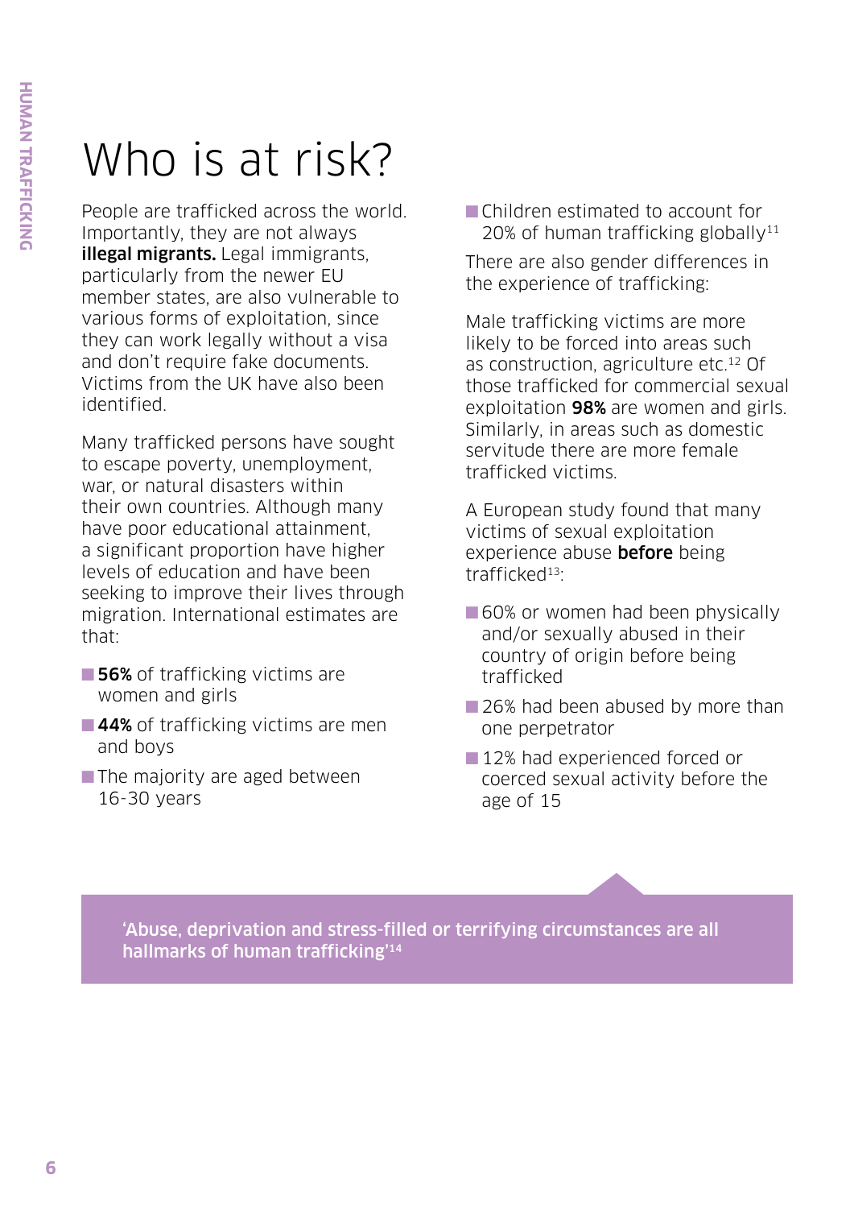# Who is at risk?

People are trafficked across the world. Importantly, they are not always **illegal migrants.** Legal immigrants, particularly from the newer EU member states, are also vulnerable to various forms of exploitation, since they can work legally without a visa and don't require fake documents. Victims from the UK have also been identified.

Many trafficked persons have sought to escape poverty, unemployment, war, or natural disasters within their own countries. Although many have poor educational attainment, a significant proportion have higher levels of education and have been seeking to improve their lives through migration. International estimates are that:

- **56%** of trafficking victims are women and girls
- **44%** of trafficking victims are men and boys
- The majority are aged between 16-30 years
- Children estimated to account for 20% of human trafficking globally[11]

There are also gender differences in the experience of trafficking:

Male trafficking victims are more likely to be forced into areas such as construction, agriculture etc.[12] Of those trafficked for commercial sexual exploitation **98%** are women and girls. Similarly, in areas such as domestic servitude there are more female trafficked victims.

A European study found that many victims of sexual exploitation experience abuse **before** being trafficked[13]:

- 60% or women had been physically and/or sexually abused in their country of origin before being trafficked
- 26% had been abused by more than one perpetrator
- 12% had experienced forced or coerced sexual activity before the age of 15

**'Abuse, deprivation and stress-filled or terrifying circumstances are all hallmarks of human trafficking'[14]**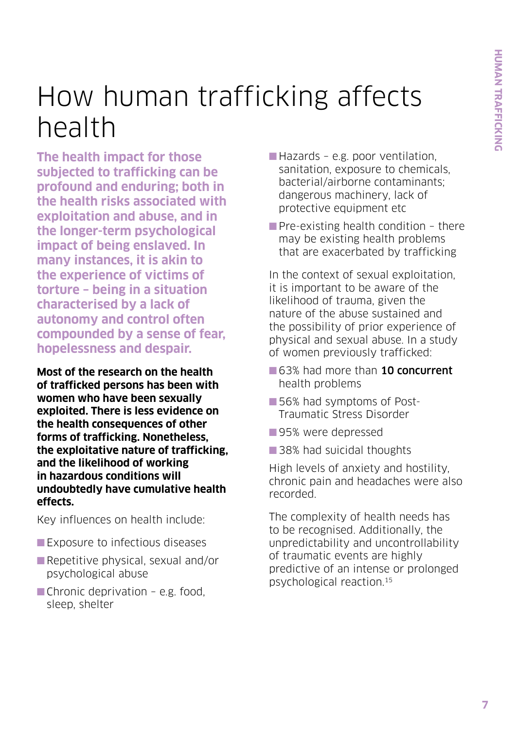# How human trafficking affects health

**The health impact for those subjected to trafficking can be profound and enduring; both in the health risks associated with exploitation and abuse, and in the longer-term psychological impact of being enslaved. In many instances, it is akin to the experience of victims of torture – being in a situation characterised by a lack of autonomy and control often compounded by a sense of fear, hopelessness and despair.**

**Most of the research on the health of trafficked persons has been with women who have been sexually exploited. There is less evidence on the health consequences of other forms of trafficking. Nonetheless, the exploitative nature of trafficking, and the likelihood of working in hazardous conditions will undoubtedly have cumulative health effects.**

Key influences on health include:

- Exposure to infectious diseases
- Repetitive physical, sexual and/or psychological abuse
- Chronic deprivation – e.g. food, sleep, shelter
- Hazards – e.g. poor ventilation, sanitation, exposure to chemicals, bacterial/airborne contaminants; dangerous machinery, lack of protective equipment etc
- Pre-existing health condition – there may be existing health problems that are exacerbated by trafficking

In the context of sexual exploitation, it is important to be aware of the likelihood of trauma, given the nature of the abuse sustained and the possibility of prior experience of physical and sexual abuse. In a study of women previously trafficked:

- 63% had more than **10 concurrent** health problems
- 56% had symptoms of Post-Traumatic Stress Disorder
- 95% were depressed
- 38% had suicidal thoughts

High levels of anxiety and hostility, chronic pain and headaches were also recorded.

The complexity of health needs has to be recognised. Additionally, the unpredictability and uncontrollability of traumatic events are highly predictive of an intense or prolonged psychological reaction.[15]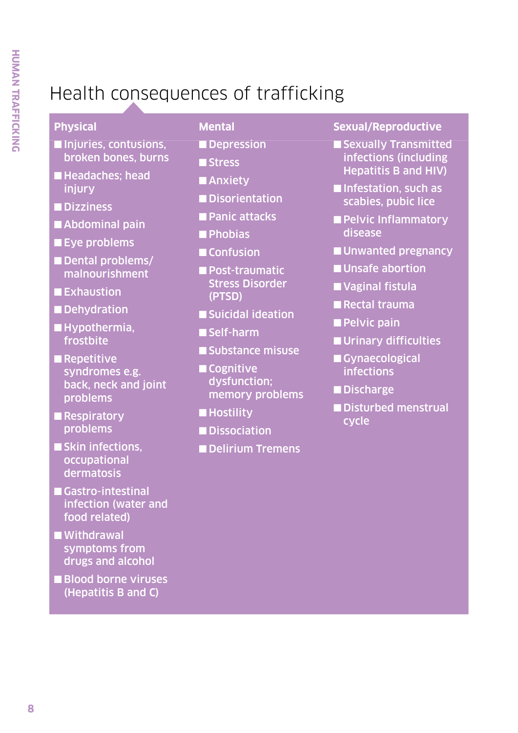# Health consequences of trafficking

### Physical

- Injuries, contusions, broken bones, burns
- Headaches; head injury
- Dizziness
- Abdominal pain
- Eye problems
- Dental problems/ malnourishment
- Exhaustion
- Dehydration
- Hypothermia, frostbite
- Repetitive syndromes e.g. back, neck and joint problems
- Respiratory problems
- Skin infections, occupational dermatosis
- Gastro-intestinal infection (water and food related)
- Withdrawal symptoms from drugs and alcohol
- Blood borne viruses (Hepatitis B and C)

### Mental

- Depression
- Stress
- Anxiety
- Disorientation
- Panic attacks
- Phobias
- Confusion
- Post-traumatic Stress Disorder (PTSD)
- Suicidal ideation
- Self-harm
- Substance misuse
- Cognitive dysfunction; memory problems
- Hostility
- Dissociation
- Delirium Tremens

### Sexual/Reproductive

- Sexually Transmitted infections (including Hepatitis B and HIV)
- Infestation, such as scabies, pubic lice
- Pelvic Inflammatory disease
- Unwanted pregnancy
- Unsafe abortion
- Vaginal fistula
- Rectal trauma
- Pelvic pain
- Urinary difficulties
- Gynaecological infections
- Discharge
- Disturbed menstrual cycle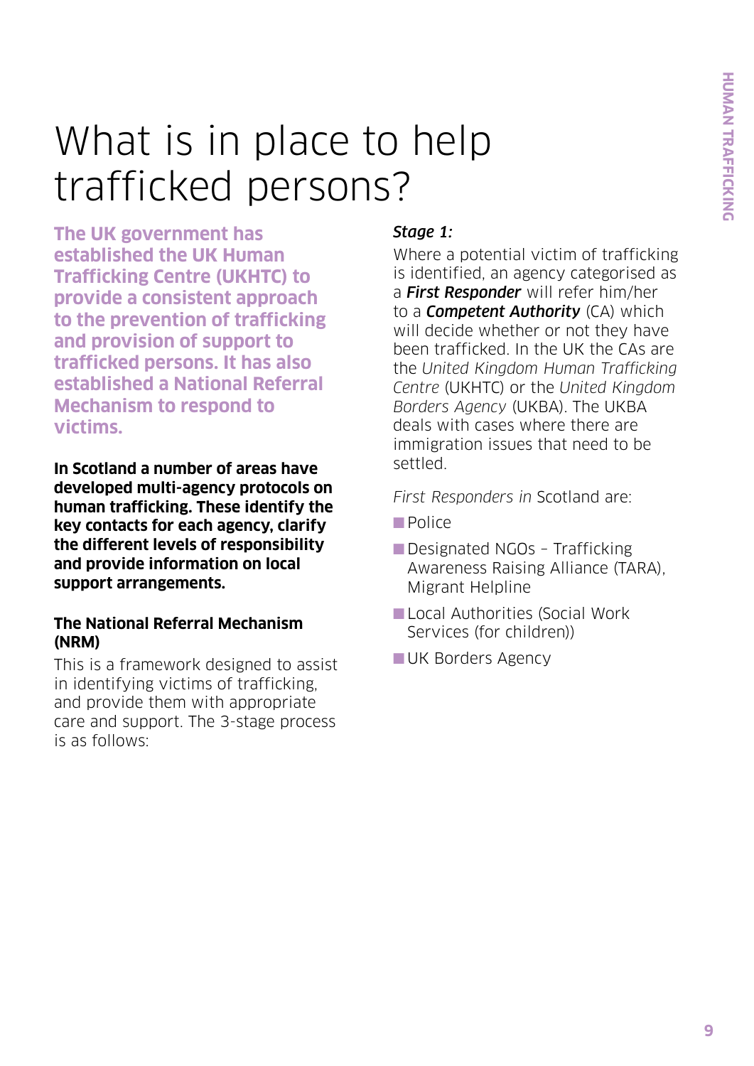# What is in place to help trafficked persons?

**The UK government has established the UK Human Trafficking Centre (UKHTC) to provide a consistent approach to the prevention of trafficking and provision of support to trafficked persons. It has also established a National Referral Mechanism to respond to victims.**

**In Scotland a number of areas have developed multi-agency protocols on human trafficking. These identify the key contacts for each agency, clarify the different levels of responsibility and provide information on local support arrangements.**

### The National Referral Mechanism (NRM)

This is a framework designed to assist in identifying victims of trafficking, and provide them with appropriate care and support. The 3-stage process is as follows:

***Stage 1:***

Where a potential victim of trafficking is identified, an agency categorised as a ***First Responder*** will refer him/her to a ***Competent Authority*** (CA) which will decide whether or not they have been trafficked. In the UK the CAs are the *United Kingdom Human Trafficking Centre* (UKHTC) or the *United Kingdom Borders Agency* (UKBA). The UKBA deals with cases where there are immigration issues that need to be settled.

*First Responders in* Scotland are:

- Police
- Designated NGOs – Trafficking Awareness Raising Alliance (TARA), Migrant Helpline
- Local Authorities (Social Work Services (for children))
- UK Borders Agency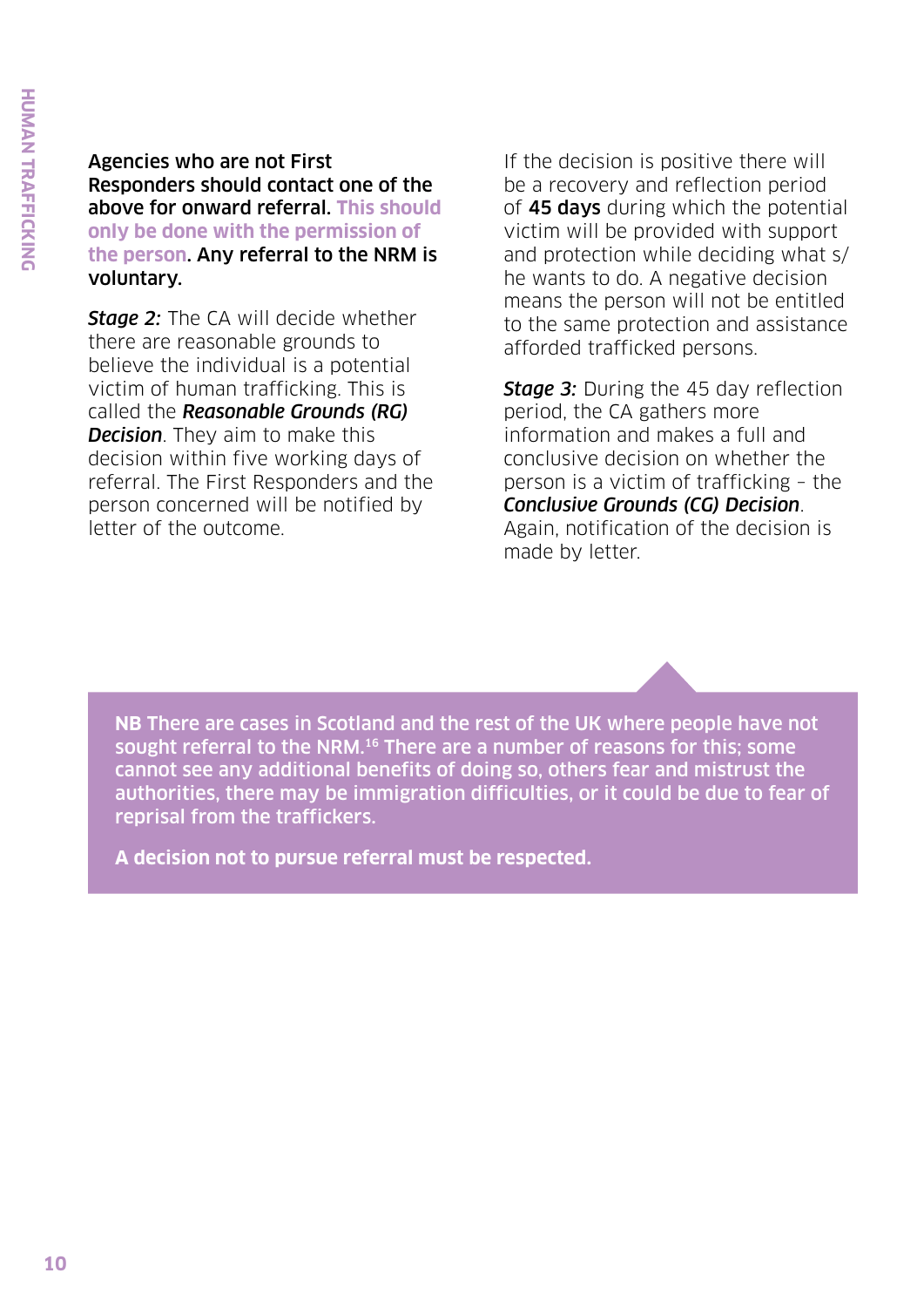**Agencies who are not First Responders should contact one of the above for onward referral. This should only be done with the permission of the person. Any referral to the NRM is voluntary.**

***Stage 2:*** The CA will decide whether there are reasonable grounds to believe the individual is a potential victim of human trafficking. This is called the ***Reasonable Grounds (RG) Decision***. They aim to make this decision within five working days of referral. The First Responders and the person concerned will be notified by letter of the outcome.

If the decision is positive there will be a recovery and reflection period of **45 days** during which the potential victim will be provided with support and protection while deciding what s/he wants to do. A negative decision means the person will not be entitled to the same protection and assistance afforded trafficked persons.

***Stage 3:*** During the 45 day reflection period, the CA gathers more information and makes a full and conclusive decision on whether the person is a victim of trafficking – the ***Conclusive Grounds (CG) Decision***. Again, notification of the decision is made by letter.

**NB** There are cases in Scotland and the rest of the UK where people have not sought referral to the NRM.[16] There are a number of reasons for this; some cannot see any additional benefits of doing so, others fear and mistrust the authorities, there may be immigration difficulties, or it could be due to fear of reprisal from the traffickers.

**A decision not to pursue referral must be respected.**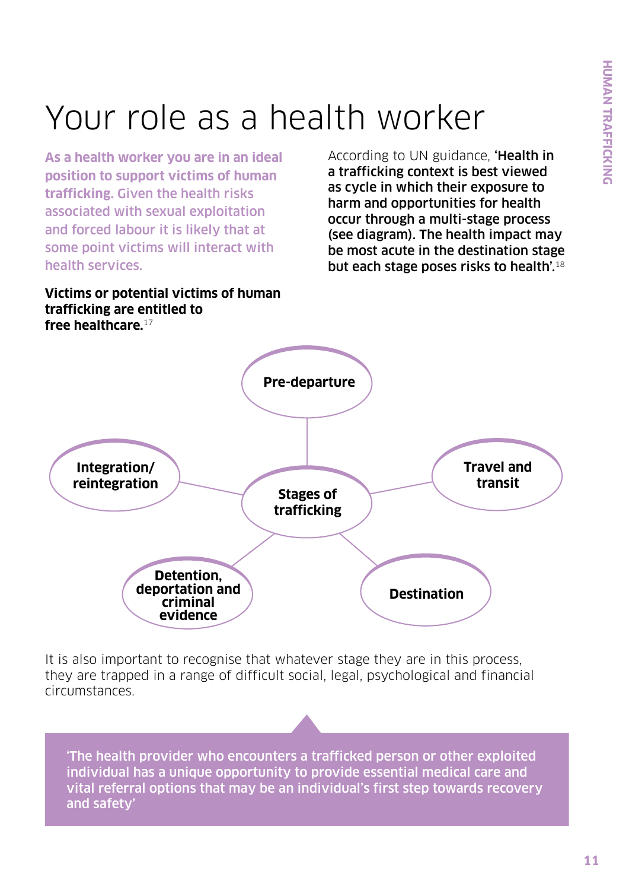# Your role as a health worker

**As a health worker you are in an ideal position to support victims of human trafficking.** Given the health risks associated with sexual exploitation and forced labour it is likely that at some point victims will interact with health services.

**Victims or potential victims of human trafficking are entitled to free healthcare.**[17]

According to UN guidance, **'Health in a trafficking context is best viewed as cycle in which their exposure to harm and opportunities for health occur through a multi-stage process (see diagram). The health impact may be most acute in the destination stage but each stage poses risks to health'.**[18]

**Stages of trafficking**

- **Pre-departure**
- **Travel and transit**
- **Destination**
- **Detention, deportation and criminal evidence**
- **Integration/ reintegration**

It is also important to recognise that whatever stage they are in this process, they are trapped in a range of difficult social, legal, psychological and financial circumstances.

> 'The health provider who encounters a trafficked person or other exploited individual has a unique opportunity to provide essential medical care and vital referral options that may be an individual's first step towards recovery and safety'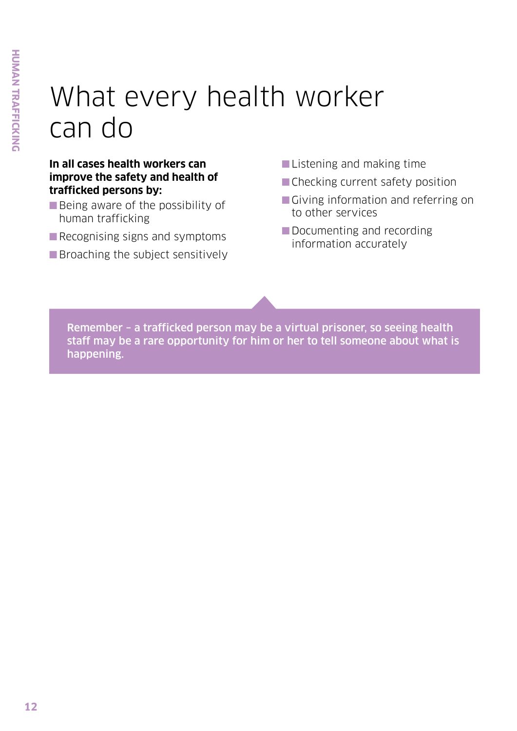# What every health worker can do

**In all cases health workers can improve the safety and health of trafficked persons by:**

- Being aware of the possibility of human trafficking
- Recognising signs and symptoms
- Broaching the subject sensitively
- Listening and making time
- Checking current safety position
- Giving information and referring on to other services
- Documenting and recording information accurately

**Remember – a trafficked person may be a virtual prisoner, so seeing health staff may be a rare opportunity for him or her to tell someone about what is happening.**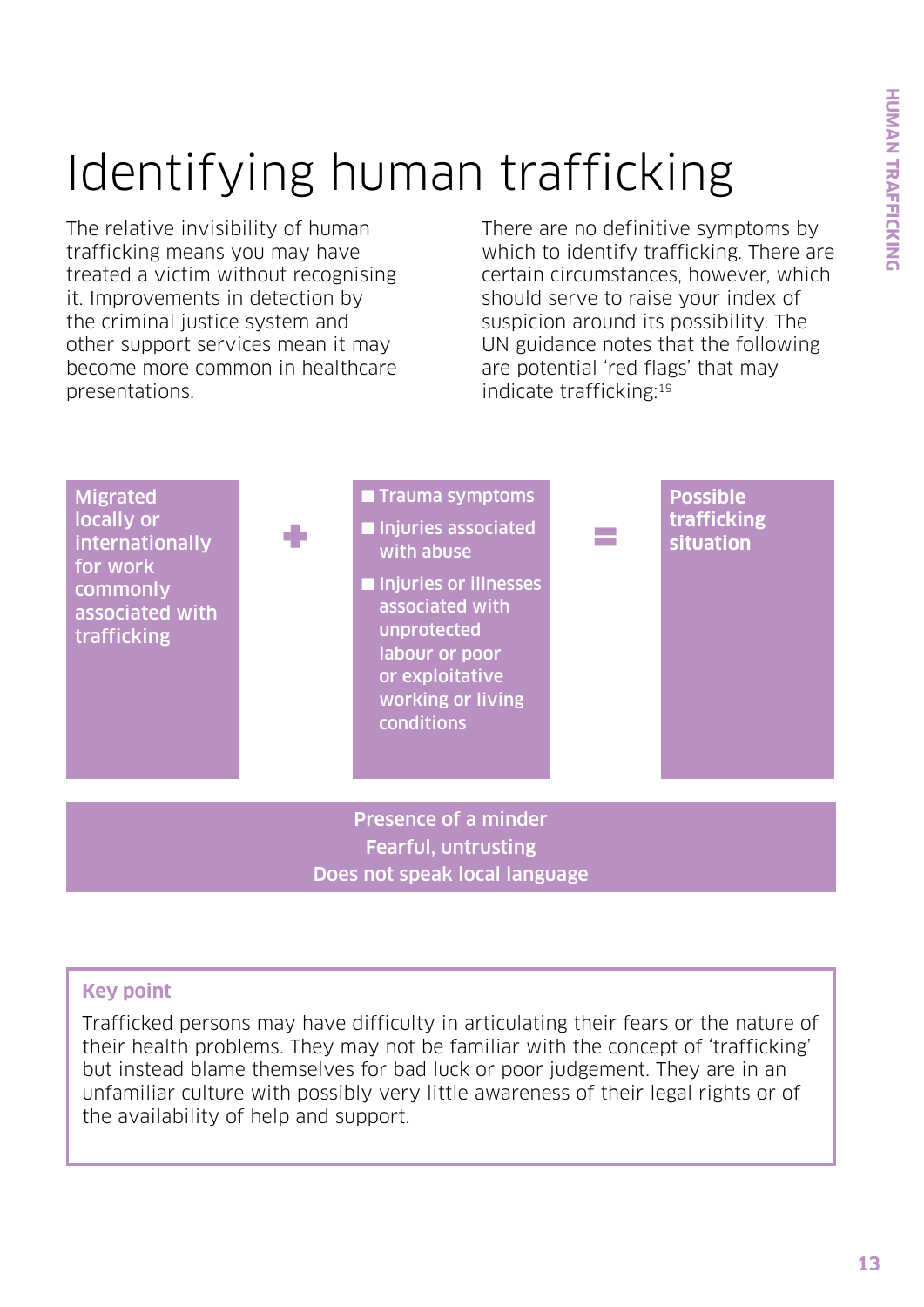# Identifying human trafficking

The relative invisibility of human trafficking means you may have treated a victim without recognising it. Improvements in detection by the criminal justice system and other support services mean it may become more common in healthcare presentations.

There are no definitive symptoms by which to identify trafficking. There are certain circumstances, however, which should serve to raise your index of suspicion around its possibility. The UN guidance notes that the following are potential 'red flags' that may indicate trafficking:[19]

**Migrated locally or internationally for work commonly associated with trafficking**

**+**

- **Trauma symptoms**
- **Injuries associated with abuse**
- **Injuries or illnesses associated with unprotected labour or poor or exploitative working or living conditions**

**=**

**Possible trafficking situation**

**Presence of a minder**
**Fearful, untrusting**
**Does not speak local language**

**Key point**

Trafficked persons may have difficulty in articulating their fears or the nature of their health problems. They may not be familiar with the concept of 'trafficking' but instead blame themselves for bad luck or poor judgement. They are in an unfamiliar culture with possibly very little awareness of their legal rights or of the availability of help and support.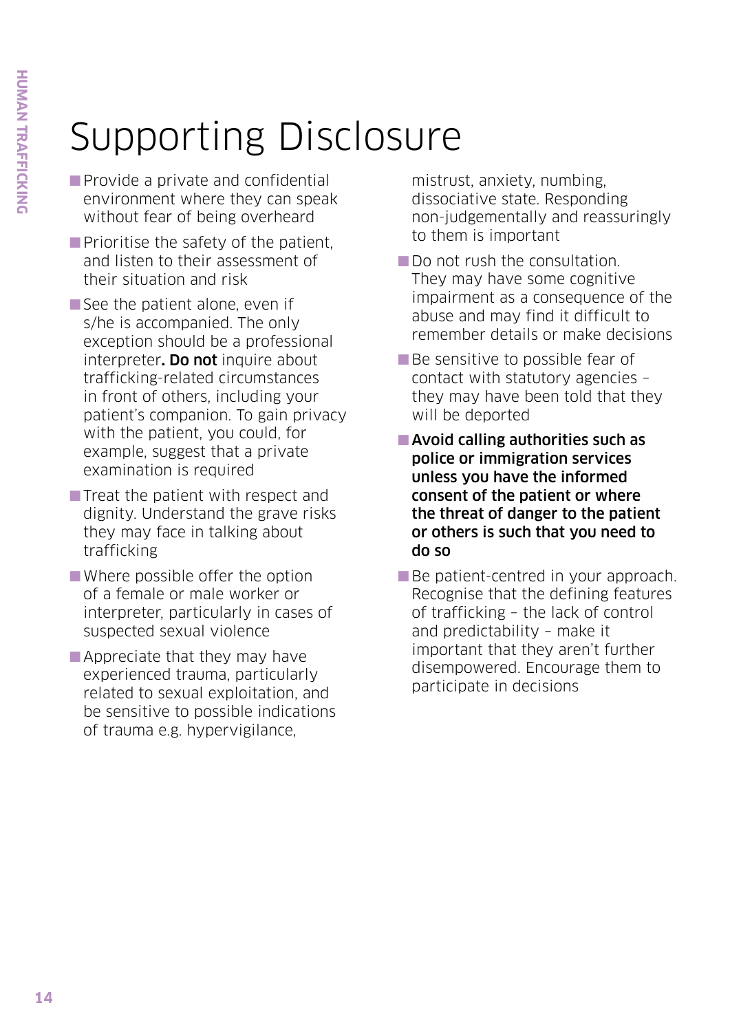# Supporting Disclosure

- Provide a private and confidential environment where they can speak without fear of being overheard
- Prioritise the safety of the patient, and listen to their assessment of their situation and risk
- See the patient alone, even if s/he is accompanied. The only exception should be a professional interpreter**. Do not** inquire about trafficking-related circumstances in front of others, including your patient's companion. To gain privacy with the patient, you could, for example, suggest that a private examination is required
- Treat the patient with respect and dignity. Understand the grave risks they may face in talking about trafficking
- Where possible offer the option of a female or male worker or interpreter, particularly in cases of suspected sexual violence
- Appreciate that they may have experienced trauma, particularly related to sexual exploitation, and be sensitive to possible indications of trauma e.g. hypervigilance, mistrust, anxiety, numbing, dissociative state. Responding non-judgementally and reassuringly to them is important
- Do not rush the consultation. They may have some cognitive impairment as a consequence of the abuse and may find it difficult to remember details or make decisions
- Be sensitive to possible fear of contact with statutory agencies – they may have been told that they will be deported
- **Avoid calling authorities such as police or immigration services unless you have the informed consent of the patient or where the threat of danger to the patient or others is such that you need to do so**
- Be patient-centred in your approach. Recognise that the defining features of trafficking – the lack of control and predictability – make it important that they aren't further disempowered. Encourage them to participate in decisions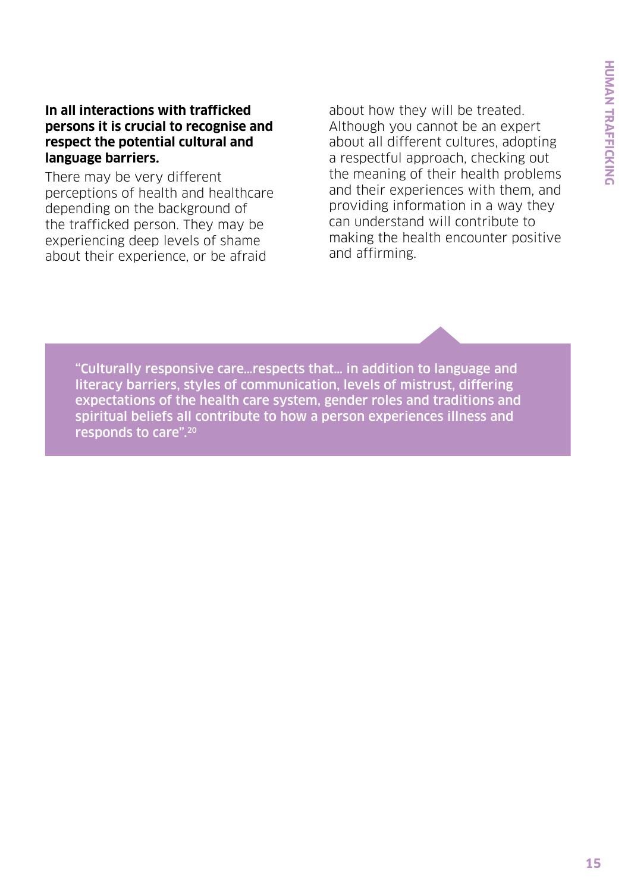**In all interactions with trafficked persons it is crucial to recognise and respect the potential cultural and language barriers.**

There may be very different perceptions of health and healthcare depending on the background of the trafficked person. They may be experiencing deep levels of shame about their experience, or be afraid about how they will be treated. Although you cannot be an expert about all different cultures, adopting a respectful approach, checking out the meaning of their health problems and their experiences with them, and providing information in a way they can understand will contribute to making the health encounter positive and affirming.

> "Culturally responsive care...respects that... in addition to language and literacy barriers, styles of communication, levels of mistrust, differing expectations of the health care system, gender roles and traditions and spiritual beliefs all contribute to how a person experiences illness and responds to care".[20]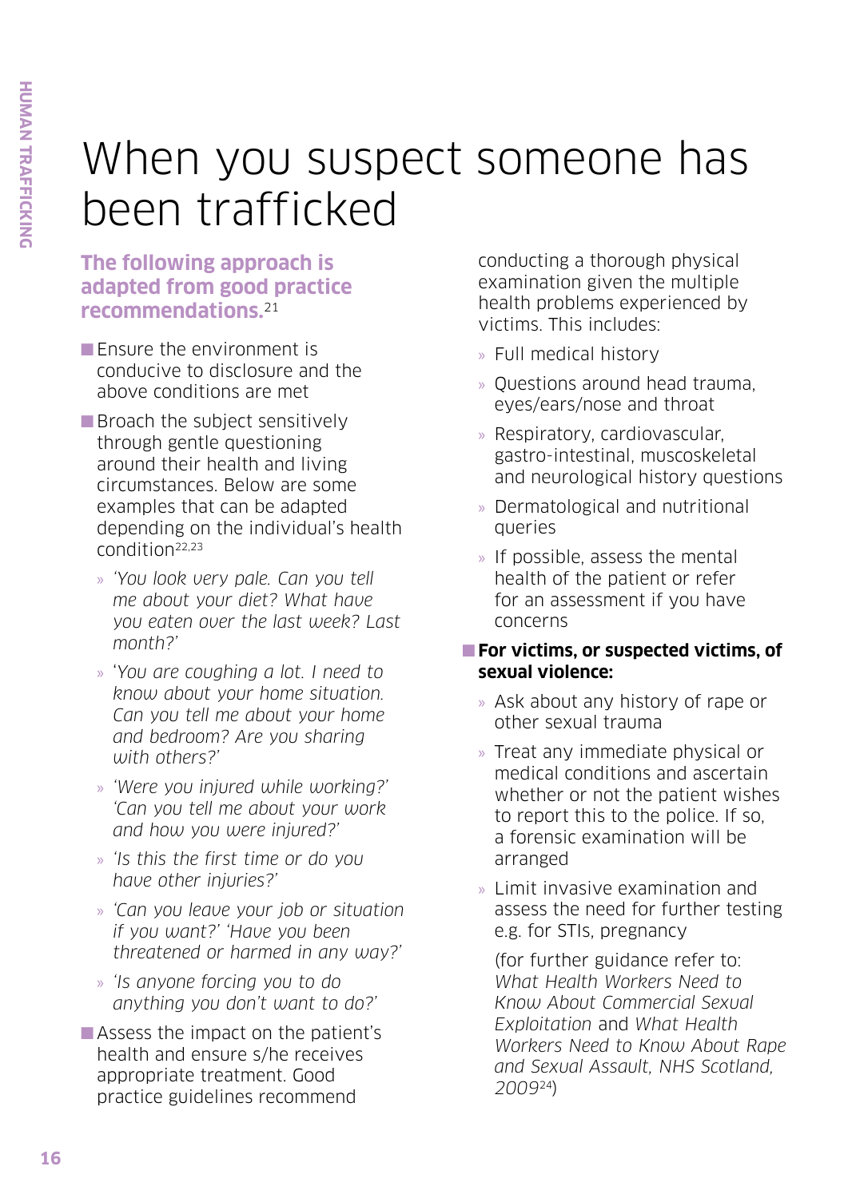# When you suspect someone has been trafficked

**The following approach is adapted from good practice recommendations.**[21]

- Ensure the environment is conducive to disclosure and the above conditions are met
- Broach the subject sensitively through gentle questioning around their health and living circumstances. Below are some examples that can be adapted depending on the individual's health condition[22,23]
  - *'You look very pale. Can you tell me about your diet? What have you eaten over the last week? Last month?'*
  - *'You are coughing a lot. I need to know about your home situation. Can you tell me about your home and bedroom? Are you sharing with others?'*
  - *'Were you injured while working?' 'Can you tell me about your work and how you were injured?'*
  - *'Is this the first time or do you have other injuries?'*
  - *'Can you leave your job or situation if you want?' 'Have you been threatened or harmed in any way?'*
  - *'Is anyone forcing you to do anything you don't want to do?'*
- Assess the impact on the patient's health and ensure s/he receives appropriate treatment. Good practice guidelines recommend conducting a thorough physical examination given the multiple health problems experienced by victims. This includes:
  - Full medical history
  - Questions around head trauma, eyes/ears/nose and throat
  - Respiratory, cardiovascular, gastro-intestinal, muscoskeletal and neurological history questions
  - Dermatological and nutritional queries
  - If possible, assess the mental health of the patient or refer for an assessment if you have concerns
- **For victims, or suspected victims, of sexual violence:**
  - Ask about any history of rape or other sexual trauma
  - Treat any immediate physical or medical conditions and ascertain whether or not the patient wishes to report this to the police. If so, a forensic examination will be arranged
  - Limit invasive examination and assess the need for further testing e.g. for STIs, pregnancy

    (for further guidance refer to: *What Health Workers Need to Know About Commercial Sexual Exploitation* and *What Health Workers Need to Know About Rape and Sexual Assault, NHS Scotland, 2009*[24])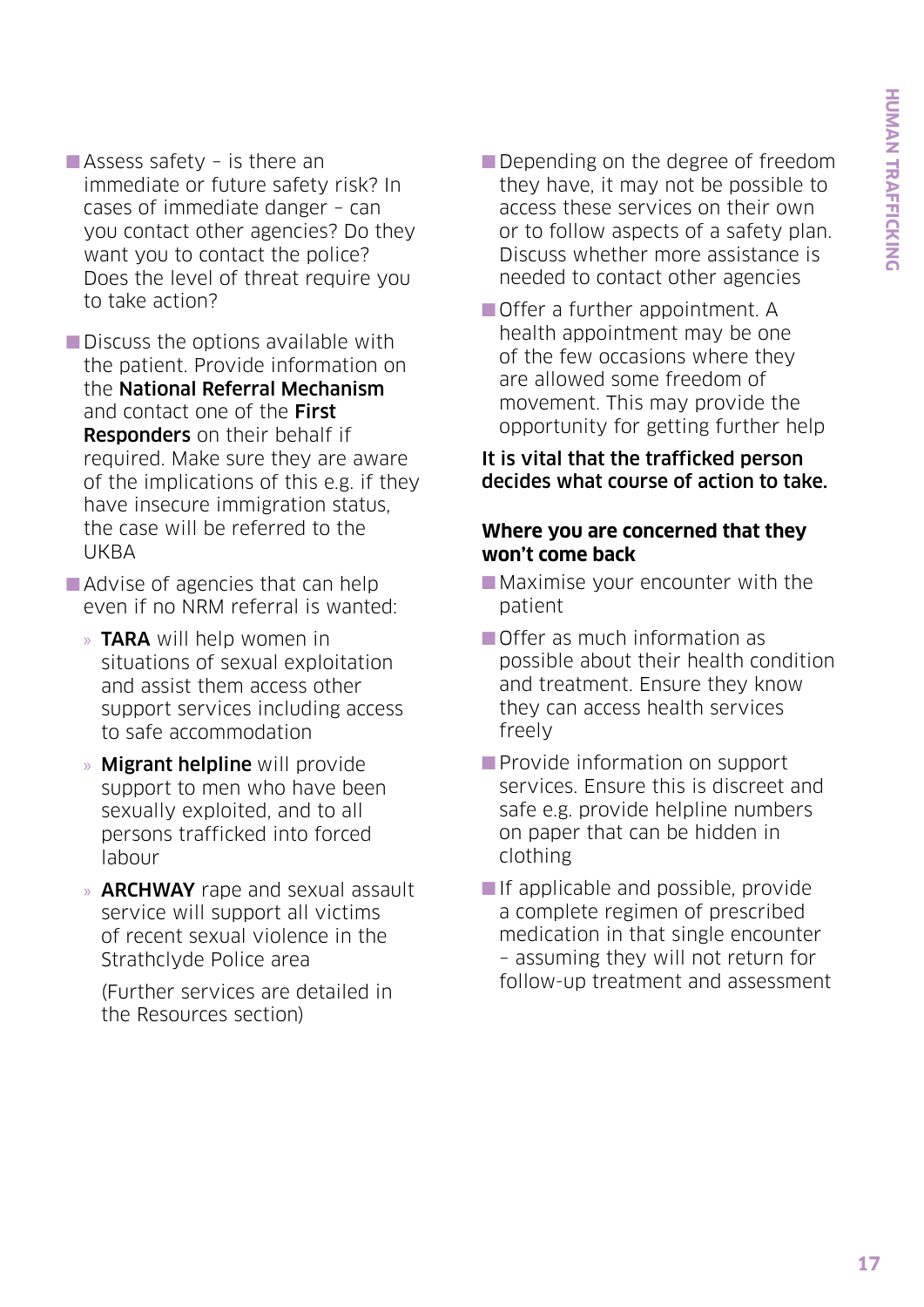- Assess safety – is there an immediate or future safety risk? In cases of immediate danger – can you contact other agencies? Do they want you to contact the police? Does the level of threat require you to take action?
- Discuss the options available with the patient. Provide information on the **National Referral Mechanism** and contact one of the **First Responders** on their behalf if required. Make sure they are aware of the implications of this e.g. if they have insecure immigration status, the case will be referred to the UKBA
- Advise of agencies that can help even if no NRM referral is wanted:
  - **TARA** will help women in situations of sexual exploitation and assist them access other support services including access to safe accommodation
  - **Migrant helpline** will provide support to men who have been sexually exploited, and to all persons trafficked into forced labour
  - **ARCHWAY** rape and sexual assault service will support all victims of recent sexual violence in the Strathclyde Police area

  (Further services are detailed in the Resources section)
- Depending on the degree of freedom they have, it may not be possible to access these services on their own or to follow aspects of a safety plan. Discuss whether more assistance is needed to contact other agencies
- Offer a further appointment. A health appointment may be one of the few occasions where they are allowed some freedom of movement. This may provide the opportunity for getting further help

**It is vital that the trafficked person decides what course of action to take.**

### Where you are concerned that they won't come back

- Maximise your encounter with the patient
- Offer as much information as possible about their health condition and treatment. Ensure they know they can access health services freely
- Provide information on support services. Ensure this is discreet and safe e.g. provide helpline numbers on paper that can be hidden in clothing
- If applicable and possible, provide a complete regimen of prescribed medication in that single encounter – assuming they will not return for follow-up treatment and assessment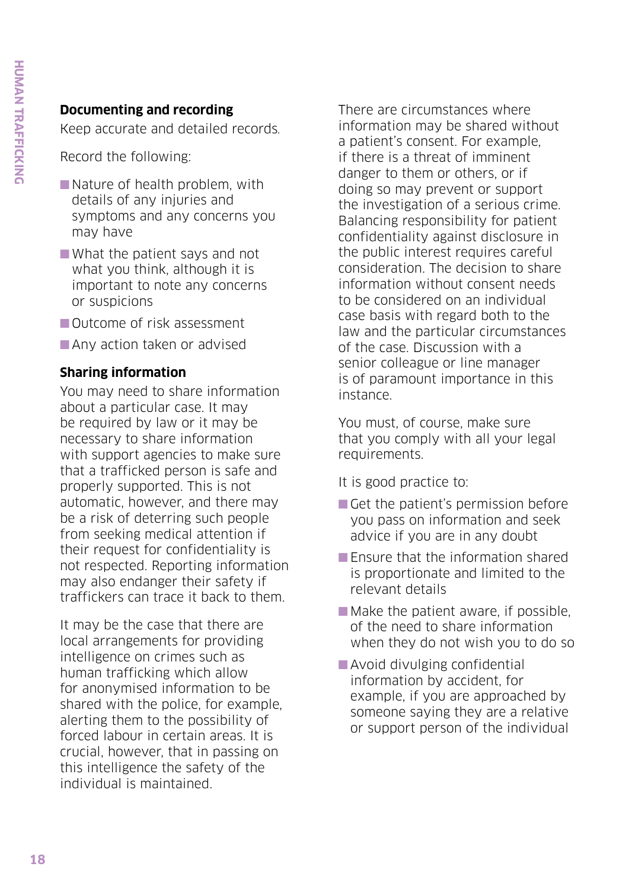### Documenting and recording

Keep accurate and detailed records.

Record the following:

- Nature of health problem, with details of any injuries and symptoms and any concerns you may have
- What the patient says and not what you think, although it is important to note any concerns or suspicions
- Outcome of risk assessment
- Any action taken or advised

### Sharing information

You may need to share information about a particular case. It may be required by law or it may be necessary to share information with support agencies to make sure that a trafficked person is safe and properly supported. This is not automatic, however, and there may be a risk of deterring such people from seeking medical attention if their request for confidentiality is not respected. Reporting information may also endanger their safety if traffickers can trace it back to them.

It may be the case that there are local arrangements for providing intelligence on crimes such as human trafficking which allow for anonymised information to be shared with the police, for example, alerting them to the possibility of forced labour in certain areas. It is crucial, however, that in passing on this intelligence the safety of the individual is maintained.

There are circumstances where information may be shared without a patient's consent. For example, if there is a threat of imminent danger to them or others, or if doing so may prevent or support the investigation of a serious crime. Balancing responsibility for patient confidentiality against disclosure in the public interest requires careful consideration. The decision to share information without consent needs to be considered on an individual case basis with regard both to the law and the particular circumstances of the case. Discussion with a senior colleague or line manager is of paramount importance in this instance.

You must, of course, make sure that you comply with all your legal requirements.

It is good practice to:

- Get the patient's permission before you pass on information and seek advice if you are in any doubt
- Ensure that the information shared is proportionate and limited to the relevant details
- Make the patient aware, if possible, of the need to share information when they do not wish you to do so
- Avoid divulging confidential information by accident, for example, if you are approached by someone saying they are a relative or support person of the individual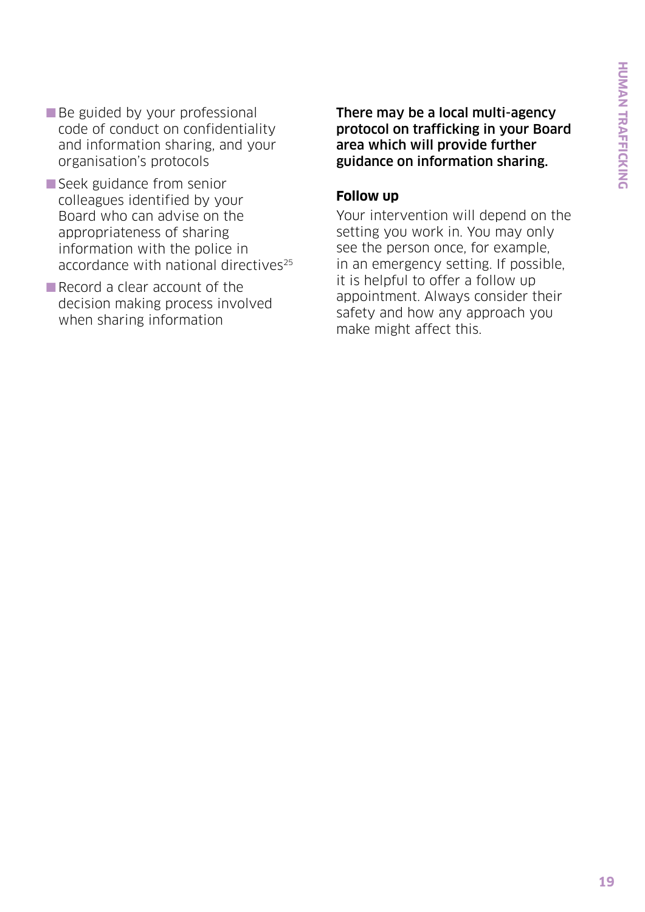- Be guided by your professional code of conduct on confidentiality and information sharing, and your organisation's protocols
- Seek guidance from senior colleagues identified by your Board who can advise on the appropriateness of sharing information with the police in accordance with national directives[25]
- Record a clear account of the decision making process involved when sharing information

**There may be a local multi-agency protocol on trafficking in your Board area which will provide further guidance on information sharing.**

### Follow up

Your intervention will depend on the setting you work in. You may only see the person once, for example, in an emergency setting. If possible, it is helpful to offer a follow up appointment. Always consider their safety and how any approach you make might affect this.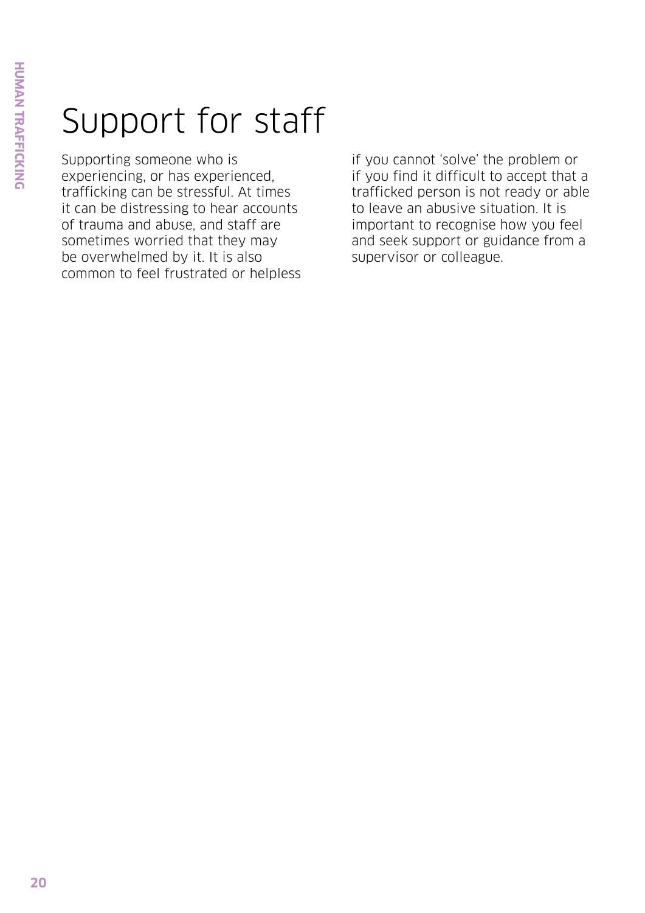# Support for staff

Supporting someone who is experiencing, or has experienced, trafficking can be stressful. At times it can be distressing to hear accounts of trauma and abuse, and staff are sometimes worried that they may be overwhelmed by it. It is also common to feel frustrated or helpless if you cannot 'solve' the problem or if you find it difficult to accept that a trafficked person is not ready or able to leave an abusive situation. It is important to recognise how you feel and seek support or guidance from a supervisor or colleague.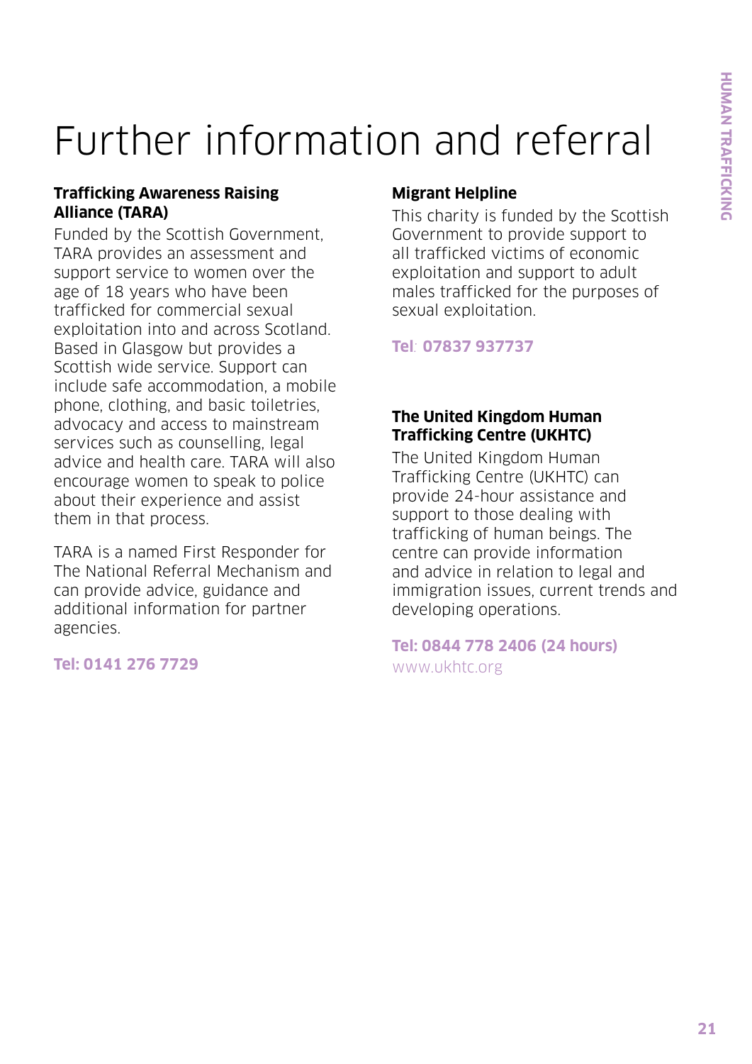# Further information and referral

### Trafficking Awareness Raising Alliance (TARA)

Funded by the Scottish Government, TARA provides an assessment and support service to women over the age of 18 years who have been trafficked for commercial sexual exploitation into and across Scotland. Based in Glasgow but provides a Scottish wide service. Support can include safe accommodation, a mobile phone, clothing, and basic toiletries, advocacy and access to mainstream services such as counselling, legal advice and health care. TARA will also encourage women to speak to police about their experience and assist them in that process.

TARA is a named First Responder for The National Referral Mechanism and can provide advice, guidance and additional information for partner agencies.

**Tel: 0141 276 7729**

### Migrant Helpline

This charity is funded by the Scottish Government to provide support to all trafficked victims of economic exploitation and support to adult males trafficked for the purposes of sexual exploitation.

**Tel: 07837 937737**

### The United Kingdom Human Trafficking Centre (UKHTC)

The United Kingdom Human Trafficking Centre (UKHTC) can provide 24-hour assistance and support to those dealing with trafficking of human beings. The centre can provide information and advice in relation to legal and immigration issues, current trends and developing operations.

**Tel: 0844 778 2406 (24 hours)**
www.ukhtc.org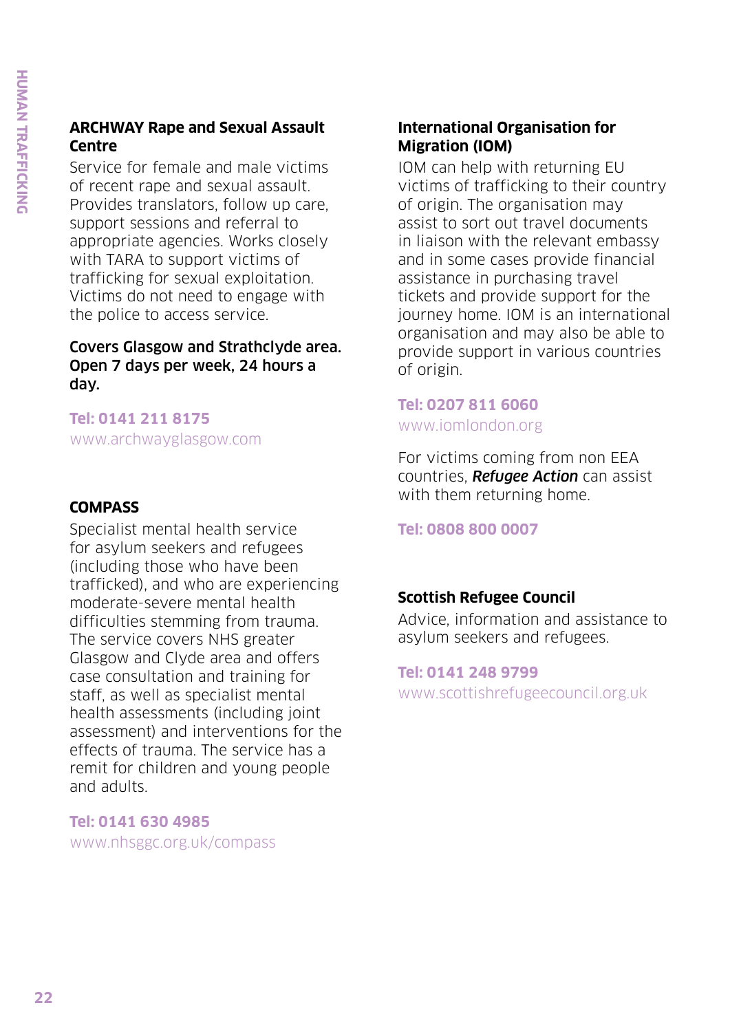### ARCHWAY Rape and Sexual Assault Centre

Service for female and male victims of recent rape and sexual assault. Provides translators, follow up care, support sessions and referral to appropriate agencies. Works closely with TARA to support victims of trafficking for sexual exploitation. Victims do not need to engage with the police to access service.

**Covers Glasgow and Strathclyde area. Open 7 days per week, 24 hours a day.**

**Tel: 0141 211 8175**
www.archwayglasgow.com

### COMPASS

Specialist mental health service for asylum seekers and refugees (including those who have been trafficked), and who are experiencing moderate-severe mental health difficulties stemming from trauma. The service covers NHS greater Glasgow and Clyde area and offers case consultation and training for staff, as well as specialist mental health assessments (including joint assessment) and interventions for the effects of trauma. The service has a remit for children and young people and adults.

**Tel: 0141 630 4985**
www.nhsggc.org.uk/compass

### International Organisation for Migration (IOM)

IOM can help with returning EU victims of trafficking to their country of origin. The organisation may assist to sort out travel documents in liaison with the relevant embassy and in some cases provide financial assistance in purchasing travel tickets and provide support for the journey home. IOM is an international organisation and may also be able to provide support in various countries of origin.

**Tel: 0207 811 6060**
www.iomlondon.org

For victims coming from non EEA countries, ***Refugee Action*** can assist with them returning home.

**Tel: 0808 800 0007**

### Scottish Refugee Council

Advice, information and assistance to asylum seekers and refugees.

**Tel: 0141 248 9799**
www.scottishrefugeecouncil.org.uk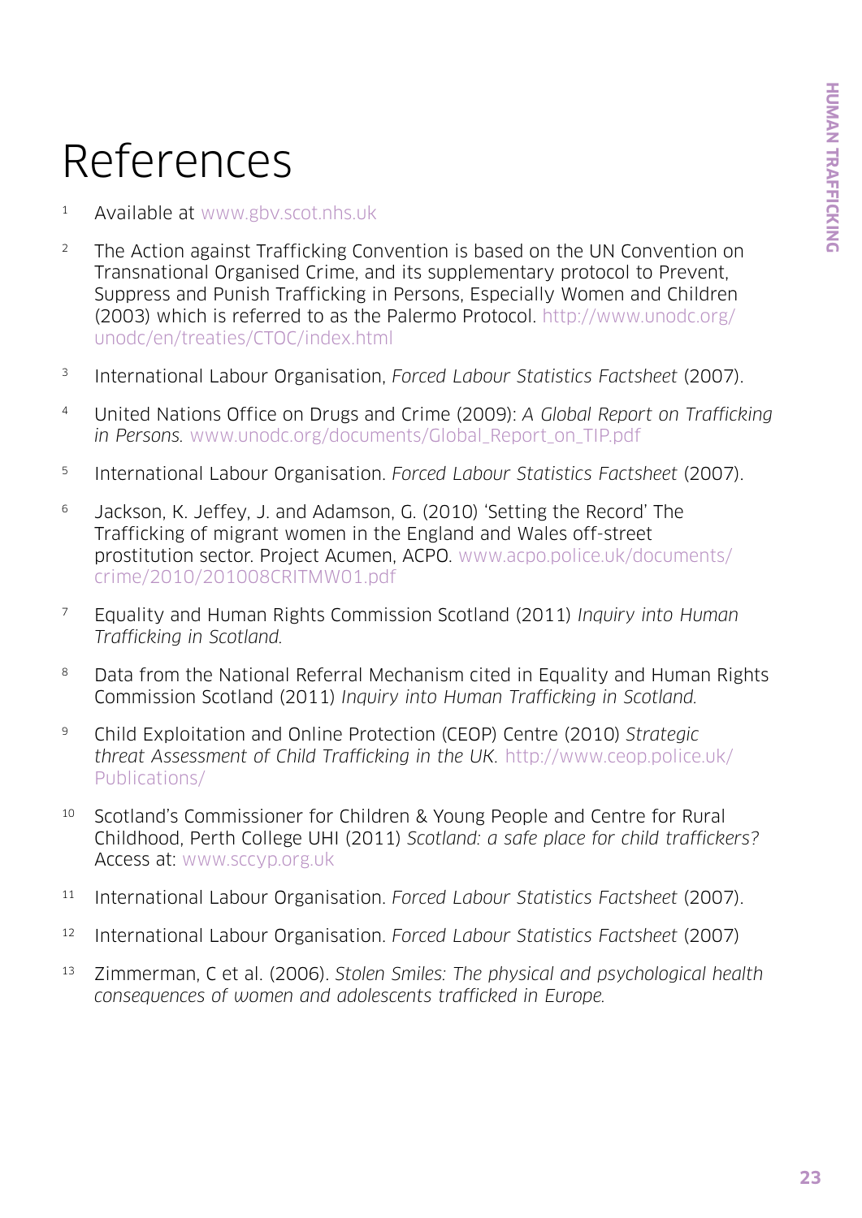# References

1. Available at www.gbv.scot.nhs.uk

2. The Action against Trafficking Convention is based on the UN Convention on Transnational Organised Crime, and its supplementary protocol to Prevent, Suppress and Punish Trafficking in Persons, Especially Women and Children (2003) which is referred to as the Palermo Protocol. http://www.unodc.org/unodc/en/treaties/CTOC/index.html

3. International Labour Organisation, *Forced Labour Statistics Factsheet* (2007).

4. United Nations Office on Drugs and Crime (2009): *A Global Report on Trafficking in Persons.* www.unodc.org/documents/Global_Report_on_TIP.pdf

5. International Labour Organisation. *Forced Labour Statistics Factsheet* (2007).

6. Jackson, K. Jeffey, J. and Adamson, G. (2010) 'Setting the Record' The Trafficking of migrant women in the England and Wales off-street prostitution sector. Project Acumen, ACPO. www.acpo.police.uk/documents/crime/2010/201008CRITMW01.pdf

7. Equality and Human Rights Commission Scotland (2011) *Inquiry into Human Trafficking in Scotland.*

8. Data from the National Referral Mechanism cited in Equality and Human Rights Commission Scotland (2011) *Inquiry into Human Trafficking in Scotland.*

9. Child Exploitation and Online Protection (CEOP) Centre (2010) *Strategic threat Assessment of Child Trafficking in the UK.* http://www.ceop.police.uk/Publications/

10. Scotland's Commissioner for Children & Young People and Centre for Rural Childhood, Perth College UHI (2011) *Scotland: a safe place for child traffickers?* Access at: www.sccyp.org.uk

11. International Labour Organisation. *Forced Labour Statistics Factsheet* (2007).

12. International Labour Organisation. *Forced Labour Statistics Factsheet* (2007)

13. Zimmerman, C et al. (2006). *Stolen Smiles: The physical and psychological health consequences of women and adolescents trafficked in Europe.*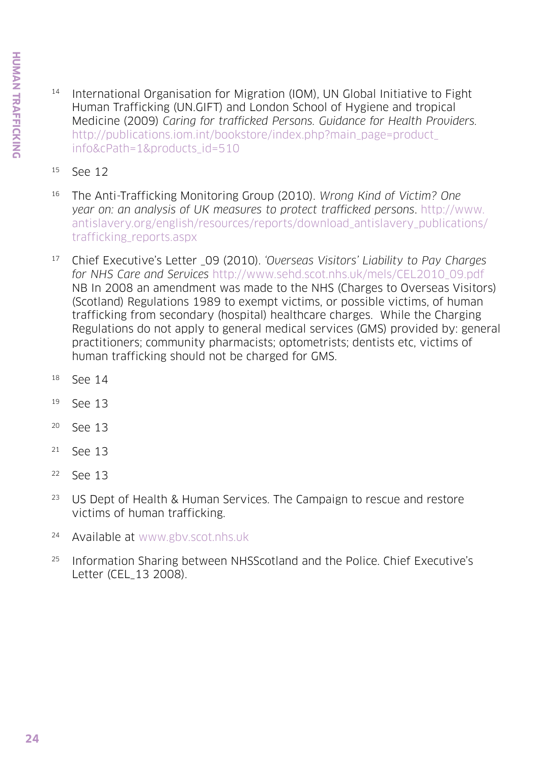[14] International Organisation for Migration (IOM), UN Global Initiative to Fight Human Trafficking (UN.GIFT) and London School of Hygiene and tropical Medicine (2009) *Caring for trafficked Persons. Guidance for Health Providers.* http://publications.iom.int/bookstore/index.php?main_page=product_info&cPath=1&products_id=510

[15] See 12

[16] The Anti-Trafficking Monitoring Group (2010). *Wrong Kind of Victim? One year on: an analysis of UK measures to protect trafficked persons*. http://www.antislavery.org/english/resources/reports/download_antislavery_publications/trafficking_reports.aspx

[17] Chief Executive's Letter _09 (2010). *'Overseas Visitors' Liability to Pay Charges for NHS Care and Services* http://www.sehd.scot.nhs.uk/mels/CEL2010_09.pdf NB In 2008 an amendment was made to the NHS (Charges to Overseas Visitors) (Scotland) Regulations 1989 to exempt victims, or possible victims, of human trafficking from secondary (hospital) healthcare charges. While the Charging Regulations do not apply to general medical services (GMS) provided by: general practitioners; community pharmacists; optometrists; dentists etc, victims of human trafficking should not be charged for GMS.

[18] See 14

[19] See 13

[20] See 13

[21] See 13

[22] See 13

[23] US Dept of Health & Human Services. The Campaign to rescue and restore victims of human trafficking.

[24] Available at www.gbv.scot.nhs.uk

[25] Information Sharing between NHSScotland and the Police. Chief Executive's Letter (CEL_13 2008).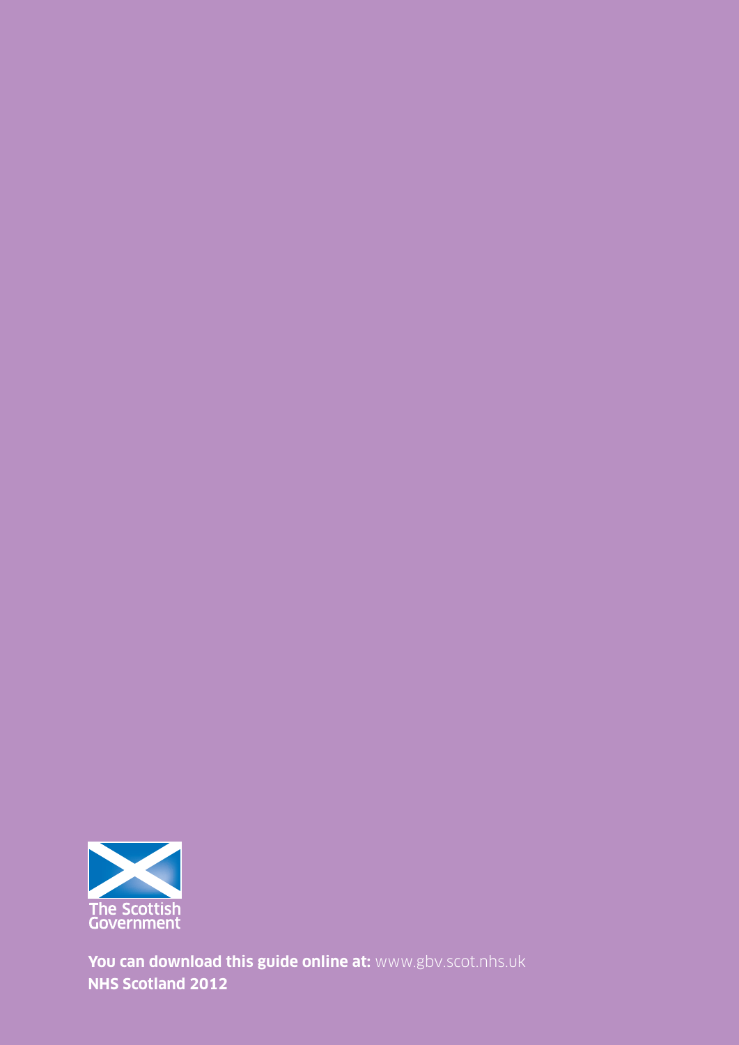The Scottish Government

**You can download this guide online at:** www.gbv.scot.nhs.uk

**NHS Scotland 2012**